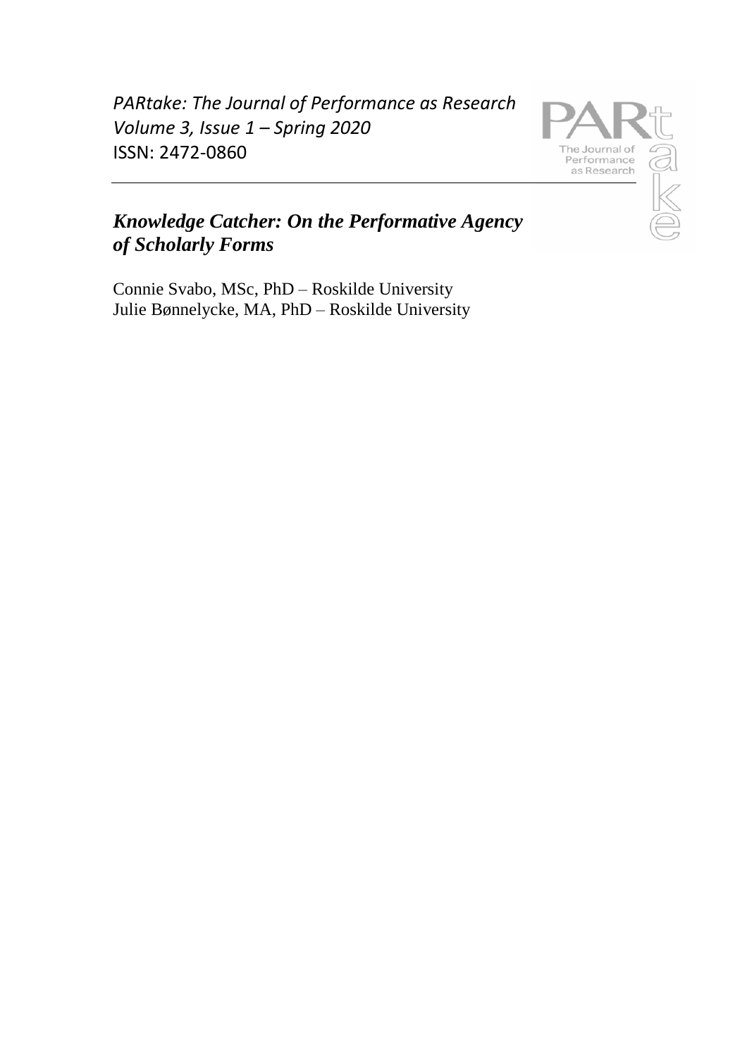*PARtake: The Journal of Performance as Research*
*Volume 3, Issue 1 – Spring 2020*
ISSN: 2472-0860

# *Knowledge Catcher: On the Performative Agency of Scholarly Forms*

Connie Svabo, MSc, PhD – Roskilde University
Julie Bønnelycke, MA, PhD – Roskilde University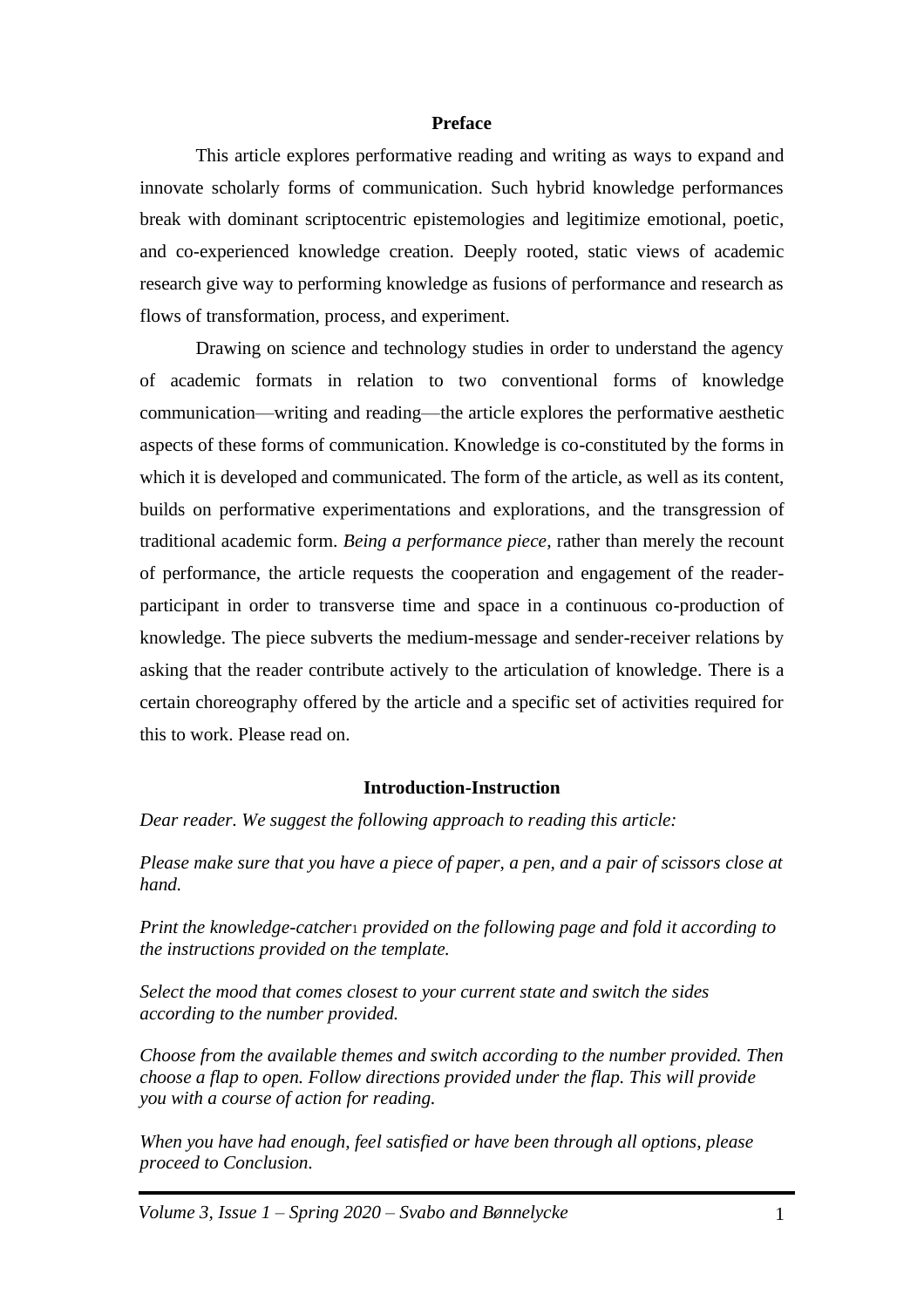## Preface

This article explores performative reading and writing as ways to expand and innovate scholarly forms of communication. Such hybrid knowledge performances break with dominant scriptocentric epistemologies and legitimize emotional, poetic, and co-experienced knowledge creation. Deeply rooted, static views of academic research give way to performing knowledge as fusions of performance and research as flows of transformation, process, and experiment.

Drawing on science and technology studies in order to understand the agency of academic formats in relation to two conventional forms of knowledge communication—writing and reading—the article explores the performative aesthetic aspects of these forms of communication. Knowledge is co-constituted by the forms in which it is developed and communicated. The form of the article, as well as its content, builds on performative experimentations and explorations, and the transgression of traditional academic form. *Being a performance piece*, rather than merely the recount of performance, the article requests the cooperation and engagement of the reader-participant in order to transverse time and space in a continuous co-production of knowledge. The piece subverts the medium-message and sender-receiver relations by asking that the reader contribute actively to the articulation of knowledge. There is a certain choreography offered by the article and a specific set of activities required for this to work. Please read on.

## Introduction-Instruction

*Dear reader. We suggest the following approach to reading this article:*

*Please make sure that you have a piece of paper, a pen, and a pair of scissors close at hand.*

*Print the knowledge-catcher*[1] *provided on the following page and fold it according to the instructions provided on the template.*

*Select the mood that comes closest to your current state and switch the sides according to the number provided.*

*Choose from the available themes and switch according to the number provided. Then choose a flap to open. Follow directions provided under the flap. This will provide you with a course of action for reading.*

*When you have had enough, feel satisfied or have been through all options, please proceed to Conclusion.*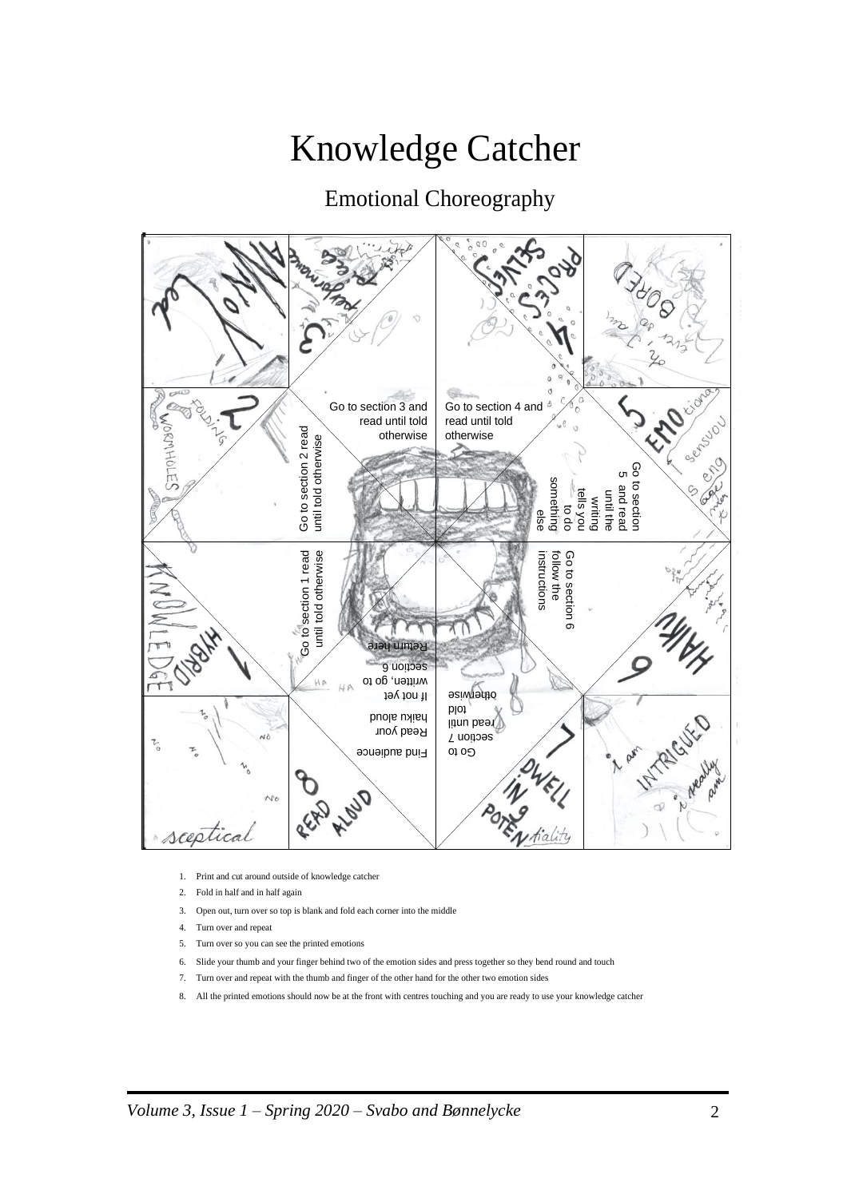# Knowledge Catcher

## Emotional Choreography

Go to section 3 and read until told otherwise

Go to section 4 and read until told otherwise

Go to section 2 read until told otherwise

Go to section 5 and read until the writing tells you to do something else

Go to section 1 read until told otherwise

Go to section 6 follow the instructions

Return here

If not yet written, go to section 6

Read your haiku aloud

Find audience

Go to section 7 read until told otherwise

1. Print and cut around outside of knowledge catcher
2. Fold in half and in half again
3. Open out, turn over so top is blank and fold each corner into the middle
4. Turn over and repeat
5. Turn over so you can see the printed emotions
6. Slide your thumb and your finger behind two of the emotion sides and press together so they bend round and touch
7. Turn over and repeat with the thumb and finger of the other hand for the other two emotion sides
8. All the printed emotions should now be at the front with centres touching and you are ready to use your knowledge catcher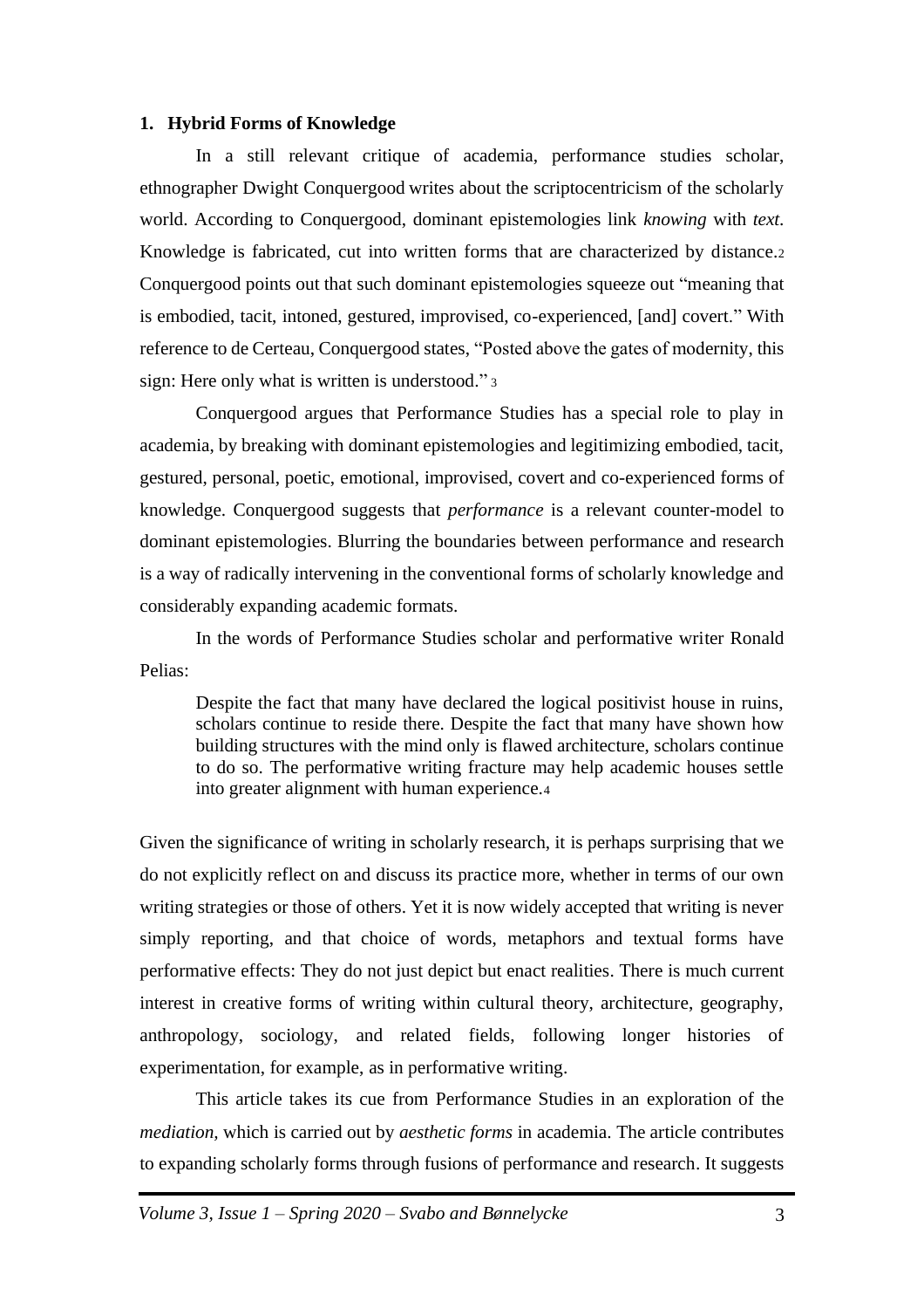## 1. Hybrid Forms of Knowledge

In a still relevant critique of academia, performance studies scholar, ethnographer Dwight Conquergood writes about the scriptocentricism of the scholarly world. According to Conquergood, dominant epistemologies link *knowing* with *text*. Knowledge is fabricated, cut into written forms that are characterized by distance.[2] Conquergood points out that such dominant epistemologies squeeze out "meaning that is embodied, tacit, intoned, gestured, improvised, co-experienced, [and] covert." With reference to de Certeau, Conquergood states, "Posted above the gates of modernity, this sign: Here only what is written is understood." [3]

Conquergood argues that Performance Studies has a special role to play in academia, by breaking with dominant epistemologies and legitimizing embodied, tacit, gestured, personal, poetic, emotional, improvised, covert and co-experienced forms of knowledge. Conquergood suggests that *performance* is a relevant counter-model to dominant epistemologies. Blurring the boundaries between performance and research is a way of radically intervening in the conventional forms of scholarly knowledge and considerably expanding academic formats.

In the words of Performance Studies scholar and performative writer Ronald Pelias:

> Despite the fact that many have declared the logical positivist house in ruins, scholars continue to reside there. Despite the fact that many have shown how building structures with the mind only is flawed architecture, scholars continue to do so. The performative writing fracture may help academic houses settle into greater alignment with human experience.[4]

Given the significance of writing in scholarly research, it is perhaps surprising that we do not explicitly reflect on and discuss its practice more, whether in terms of our own writing strategies or those of others. Yet it is now widely accepted that writing is never simply reporting, and that choice of words, metaphors and textual forms have performative effects: They do not just depict but enact realities. There is much current interest in creative forms of writing within cultural theory, architecture, geography, anthropology, sociology, and related fields, following longer histories of experimentation, for example, as in performative writing.

This article takes its cue from Performance Studies in an exploration of the *mediation*, which is carried out by *aesthetic forms* in academia. The article contributes to expanding scholarly forms through fusions of performance and research. It suggests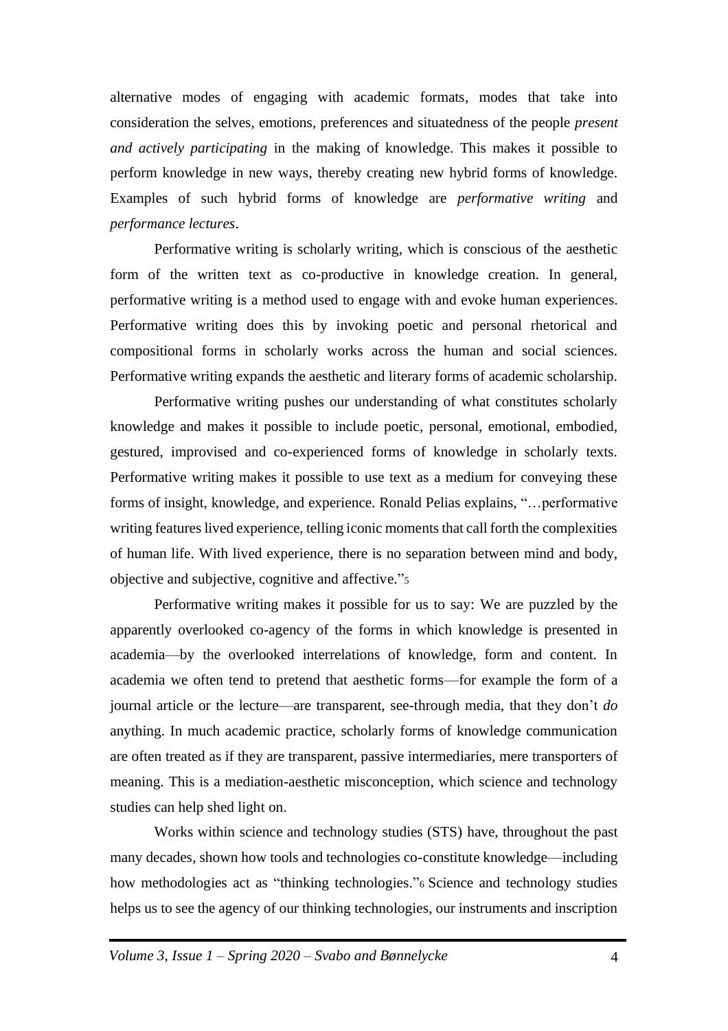alternative modes of engaging with academic formats, modes that take into consideration the selves, emotions, preferences and situatedness of the people *present and actively participating* in the making of knowledge. This makes it possible to perform knowledge in new ways, thereby creating new hybrid forms of knowledge. Examples of such hybrid forms of knowledge are *performative writing* and *performance lectures*.

Performative writing is scholarly writing, which is conscious of the aesthetic form of the written text as co-productive in knowledge creation. In general, performative writing is a method used to engage with and evoke human experiences. Performative writing does this by invoking poetic and personal rhetorical and compositional forms in scholarly works across the human and social sciences. Performative writing expands the aesthetic and literary forms of academic scholarship.

Performative writing pushes our understanding of what constitutes scholarly knowledge and makes it possible to include poetic, personal, emotional, embodied, gestured, improvised and co-experienced forms of knowledge in scholarly texts. Performative writing makes it possible to use text as a medium for conveying these forms of insight, knowledge, and experience. Ronald Pelias explains, "…performative writing features lived experience, telling iconic moments that call forth the complexities of human life. With lived experience, there is no separation between mind and body, objective and subjective, cognitive and affective."[5]

Performative writing makes it possible for us to say: We are puzzled by the apparently overlooked co-agency of the forms in which knowledge is presented in academia—by the overlooked interrelations of knowledge, form and content. In academia we often tend to pretend that aesthetic forms—for example the form of a journal article or the lecture—are transparent, see-through media, that they don't *do* anything. In much academic practice, scholarly forms of knowledge communication are often treated as if they are transparent, passive intermediaries, mere transporters of meaning. This is a mediation-aesthetic misconception, which science and technology studies can help shed light on.

Works within science and technology studies (STS) have, throughout the past many decades, shown how tools and technologies co-constitute knowledge—including how methodologies act as "thinking technologies."[6] Science and technology studies helps us to see the agency of our thinking technologies, our instruments and inscription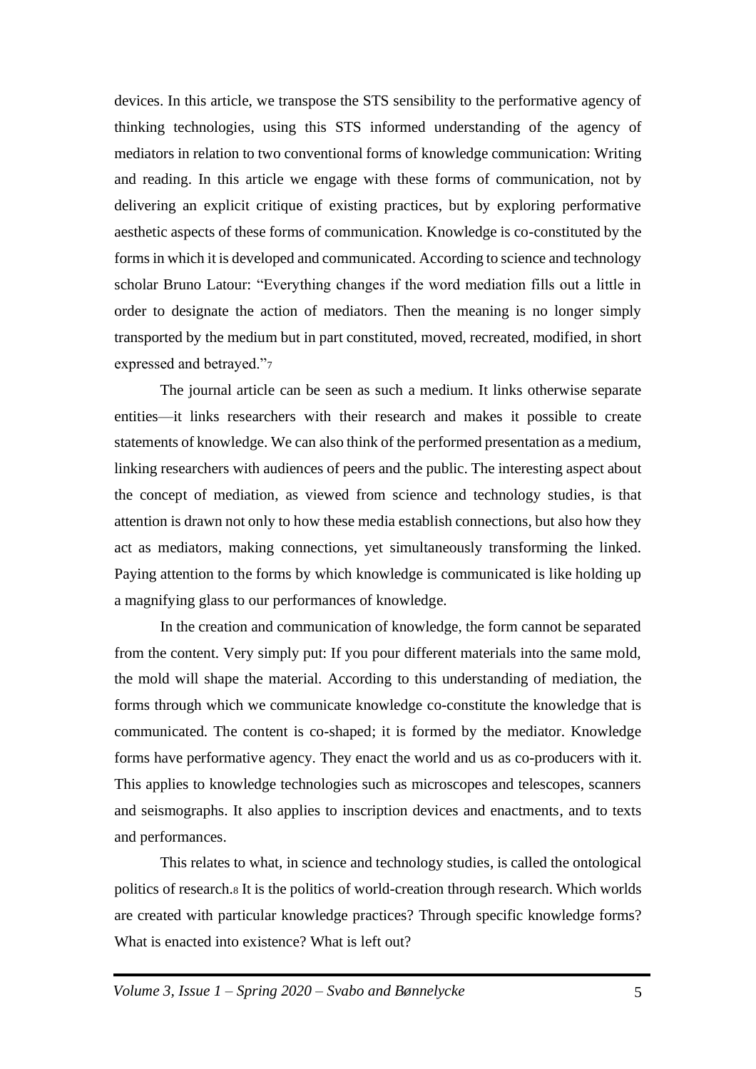devices. In this article, we transpose the STS sensibility to the performative agency of thinking technologies, using this STS informed understanding of the agency of mediators in relation to two conventional forms of knowledge communication: Writing and reading. In this article we engage with these forms of communication, not by delivering an explicit critique of existing practices, but by exploring performative aesthetic aspects of these forms of communication. Knowledge is co-constituted by the forms in which it is developed and communicated. According to science and technology scholar Bruno Latour: "Everything changes if the word mediation fills out a little in order to designate the action of mediators. Then the meaning is no longer simply transported by the medium but in part constituted, moved, recreated, modified, in short expressed and betrayed."[7]

The journal article can be seen as such a medium. It links otherwise separate entities—it links researchers with their research and makes it possible to create statements of knowledge. We can also think of the performed presentation as a medium, linking researchers with audiences of peers and the public. The interesting aspect about the concept of mediation, as viewed from science and technology studies, is that attention is drawn not only to how these media establish connections, but also how they act as mediators, making connections, yet simultaneously transforming the linked. Paying attention to the forms by which knowledge is communicated is like holding up a magnifying glass to our performances of knowledge.

In the creation and communication of knowledge, the form cannot be separated from the content. Very simply put: If you pour different materials into the same mold, the mold will shape the material. According to this understanding of mediation, the forms through which we communicate knowledge co-constitute the knowledge that is communicated. The content is co-shaped; it is formed by the mediator. Knowledge forms have performative agency. They enact the world and us as co-producers with it. This applies to knowledge technologies such as microscopes and telescopes, scanners and seismographs. It also applies to inscription devices and enactments, and to texts and performances.

This relates to what, in science and technology studies, is called the ontological politics of research.[8] It is the politics of world-creation through research. Which worlds are created with particular knowledge practices? Through specific knowledge forms? What is enacted into existence? What is left out?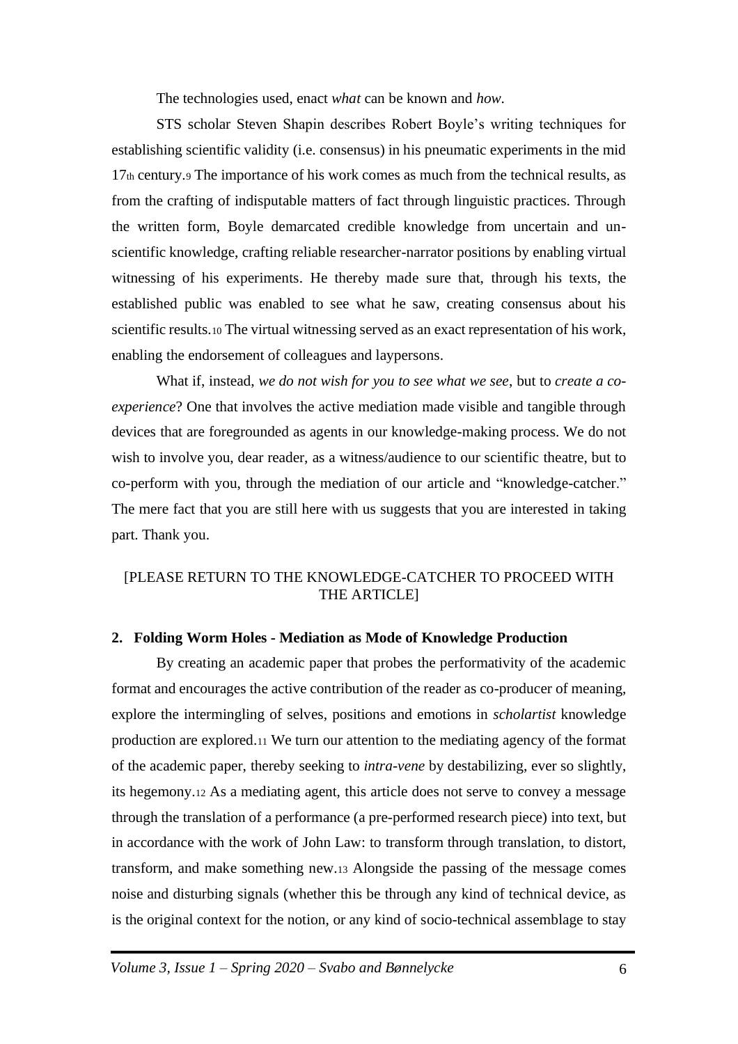The technologies used, enact *what* can be known and *how*.

STS scholar Steven Shapin describes Robert Boyle's writing techniques for establishing scientific validity (i.e. consensus) in his pneumatic experiments in the mid 17th century.[9] The importance of his work comes as much from the technical results, as from the crafting of indisputable matters of fact through linguistic practices. Through the written form, Boyle demarcated credible knowledge from uncertain and un-scientific knowledge, crafting reliable researcher-narrator positions by enabling virtual witnessing of his experiments. He thereby made sure that, through his texts, the established public was enabled to see what he saw, creating consensus about his scientific results.[10] The virtual witnessing served as an exact representation of his work, enabling the endorsement of colleagues and laypersons.

What if, instead, *we do not wish for you to see what we see*, but to *create a co-experience*? One that involves the active mediation made visible and tangible through devices that are foregrounded as agents in our knowledge-making process. We do not wish to involve you, dear reader, as a witness/audience to our scientific theatre, but to co-perform with you, through the mediation of our article and "knowledge-catcher." The mere fact that you are still here with us suggests that you are interested in taking part. Thank you.

[PLEASE RETURN TO THE KNOWLEDGE-CATCHER TO PROCEED WITH THE ARTICLE]

## 2. Folding Worm Holes - Mediation as Mode of Knowledge Production

By creating an academic paper that probes the performativity of the academic format and encourages the active contribution of the reader as co-producer of meaning, explore the intermingling of selves, positions and emotions in *scholartist* knowledge production are explored.[11] We turn our attention to the mediating agency of the format of the academic paper, thereby seeking to *intra-vene* by destabilizing, ever so slightly, its hegemony.[12] As a mediating agent, this article does not serve to convey a message through the translation of a performance (a pre-performed research piece) into text, but in accordance with the work of John Law: to transform through translation, to distort, transform, and make something new.[13] Alongside the passing of the message comes noise and disturbing signals (whether this be through any kind of technical device, as is the original context for the notion, or any kind of socio-technical assemblage to stay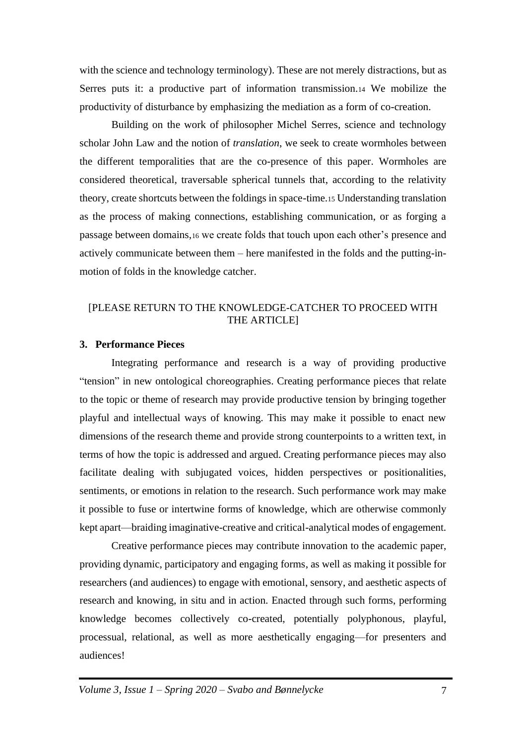with the science and technology terminology). These are not merely distractions, but as Serres puts it: a productive part of information transmission.[14] We mobilize the productivity of disturbance by emphasizing the mediation as a form of co-creation.

Building on the work of philosopher Michel Serres, science and technology scholar John Law and the notion of *translation*, we seek to create wormholes between the different temporalities that are the co-presence of this paper. Wormholes are considered theoretical, traversable spherical tunnels that, according to the relativity theory, create shortcuts between the foldings in space-time.[15] Understanding translation as the process of making connections, establishing communication, or as forging a passage between domains,[16] we create folds that touch upon each other's presence and actively communicate between them – here manifested in the folds and the putting-in-motion of folds in the knowledge catcher.

[PLEASE RETURN TO THE KNOWLEDGE-CATCHER TO PROCEED WITH THE ARTICLE]

### 3. Performance Pieces

Integrating performance and research is a way of providing productive "tension" in new ontological choreographies. Creating performance pieces that relate to the topic or theme of research may provide productive tension by bringing together playful and intellectual ways of knowing. This may make it possible to enact new dimensions of the research theme and provide strong counterpoints to a written text, in terms of how the topic is addressed and argued. Creating performance pieces may also facilitate dealing with subjugated voices, hidden perspectives or positionalities, sentiments, or emotions in relation to the research. Such performance work may make it possible to fuse or intertwine forms of knowledge, which are otherwise commonly kept apart—braiding imaginative-creative and critical-analytical modes of engagement.

Creative performance pieces may contribute innovation to the academic paper, providing dynamic, participatory and engaging forms, as well as making it possible for researchers (and audiences) to engage with emotional, sensory, and aesthetic aspects of research and knowing, in situ and in action. Enacted through such forms, performing knowledge becomes collectively co-created, potentially polyphonous, playful, processual, relational, as well as more aesthetically engaging—for presenters and audiences!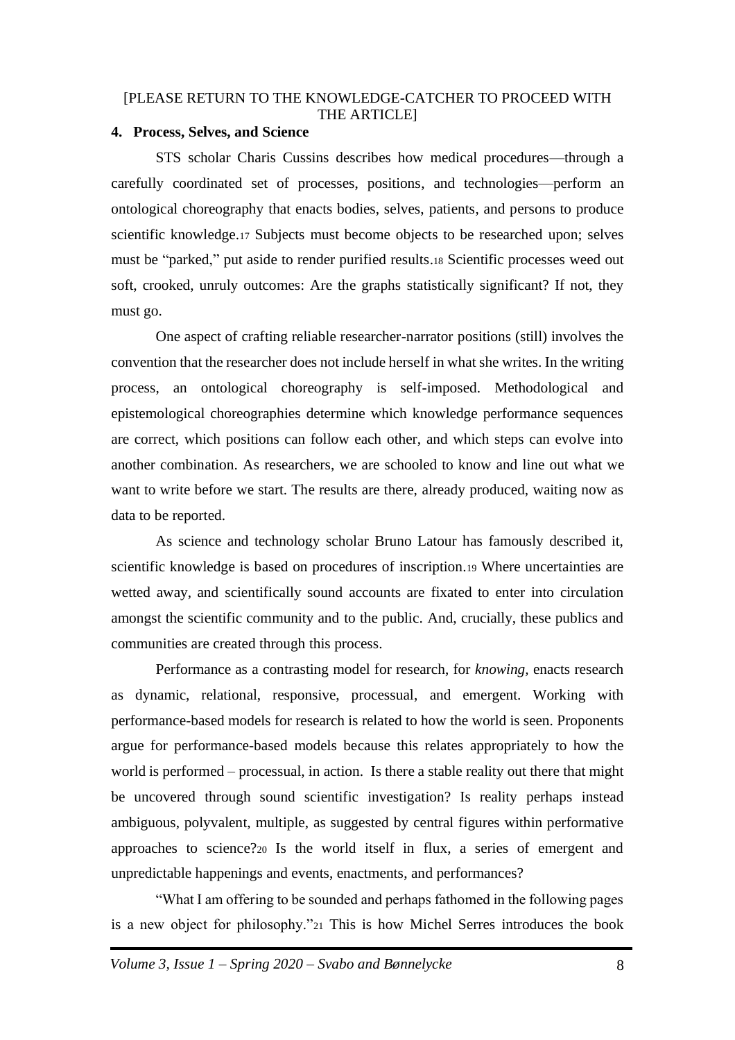[PLEASE RETURN TO THE KNOWLEDGE-CATCHER TO PROCEED WITH THE ARTICLE]

## 4. Process, Selves, and Science

STS scholar Charis Cussins describes how medical procedures—through a carefully coordinated set of processes, positions, and technologies—perform an ontological choreography that enacts bodies, selves, patients, and persons to produce scientific knowledge.[17] Subjects must become objects to be researched upon; selves must be "parked," put aside to render purified results.[18] Scientific processes weed out soft, crooked, unruly outcomes: Are the graphs statistically significant? If not, they must go.

One aspect of crafting reliable researcher-narrator positions (still) involves the convention that the researcher does not include herself in what she writes. In the writing process, an ontological choreography is self-imposed. Methodological and epistemological choreographies determine which knowledge performance sequences are correct, which positions can follow each other, and which steps can evolve into another combination. As researchers, we are schooled to know and line out what we want to write before we start. The results are there, already produced, waiting now as data to be reported.

As science and technology scholar Bruno Latour has famously described it, scientific knowledge is based on procedures of inscription.[19] Where uncertainties are wetted away, and scientifically sound accounts are fixated to enter into circulation amongst the scientific community and to the public. And, crucially, these publics and communities are created through this process.

Performance as a contrasting model for research, for *knowing*, enacts research as dynamic, relational, responsive, processual, and emergent. Working with performance-based models for research is related to how the world is seen. Proponents argue for performance-based models because this relates appropriately to how the world is performed – processual, in action. Is there a stable reality out there that might be uncovered through sound scientific investigation? Is reality perhaps instead ambiguous, polyvalent, multiple, as suggested by central figures within performative approaches to science?[20] Is the world itself in flux, a series of emergent and unpredictable happenings and events, enactments, and performances?

"What I am offering to be sounded and perhaps fathomed in the following pages is a new object for philosophy."[21] This is how Michel Serres introduces the book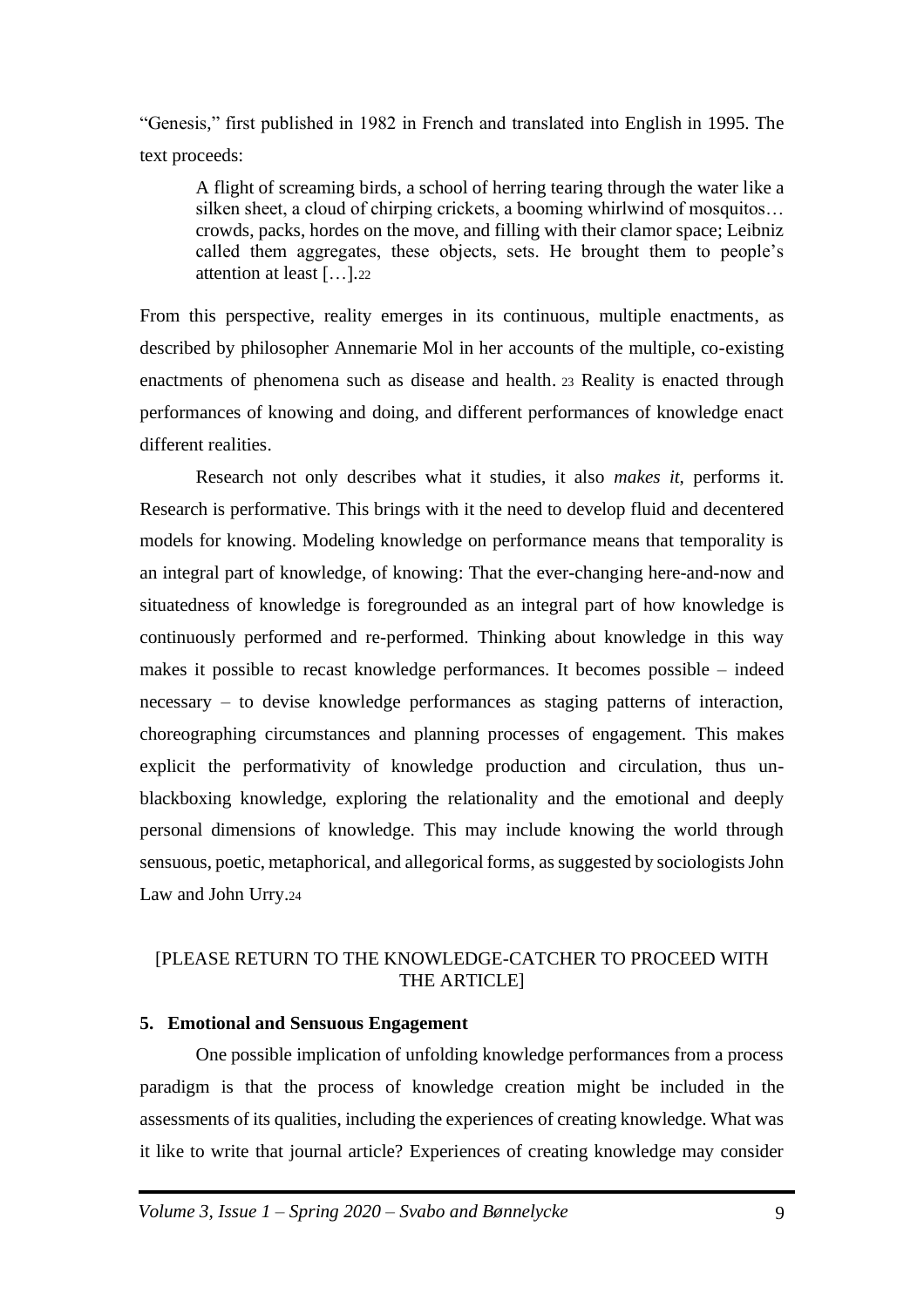"Genesis," first published in 1982 in French and translated into English in 1995. The text proceeds:

> A flight of screaming birds, a school of herring tearing through the water like a silken sheet, a cloud of chirping crickets, a booming whirlwind of mosquitos… crowds, packs, hordes on the move, and filling with their clamor space; Leibniz called them aggregates, these objects, sets. He brought them to people's attention at least […].[22]

From this perspective, reality emerges in its continuous, multiple enactments, as described by philosopher Annemarie Mol in her accounts of the multiple, co-existing enactments of phenomena such as disease and health.[23] Reality is enacted through performances of knowing and doing, and different performances of knowledge enact different realities.

Research not only describes what it studies, it also *makes it*, performs it. Research is performative. This brings with it the need to develop fluid and decentered models for knowing. Modeling knowledge on performance means that temporality is an integral part of knowledge, of knowing: That the ever-changing here-and-now and situatedness of knowledge is foregrounded as an integral part of how knowledge is continuously performed and re-performed. Thinking about knowledge in this way makes it possible to recast knowledge performances. It becomes possible – indeed necessary – to devise knowledge performances as staging patterns of interaction, choreographing circumstances and planning processes of engagement. This makes explicit the performativity of knowledge production and circulation, thus un-blackboxing knowledge, exploring the relationality and the emotional and deeply personal dimensions of knowledge. This may include knowing the world through sensuous, poetic, metaphorical, and allegorical forms, as suggested by sociologists John Law and John Urry.[24]

[PLEASE RETURN TO THE KNOWLEDGE-CATCHER TO PROCEED WITH THE ARTICLE]

## 5. Emotional and Sensuous Engagement

One possible implication of unfolding knowledge performances from a process paradigm is that the process of knowledge creation might be included in the assessments of its qualities, including the experiences of creating knowledge. What was it like to write that journal article? Experiences of creating knowledge may consider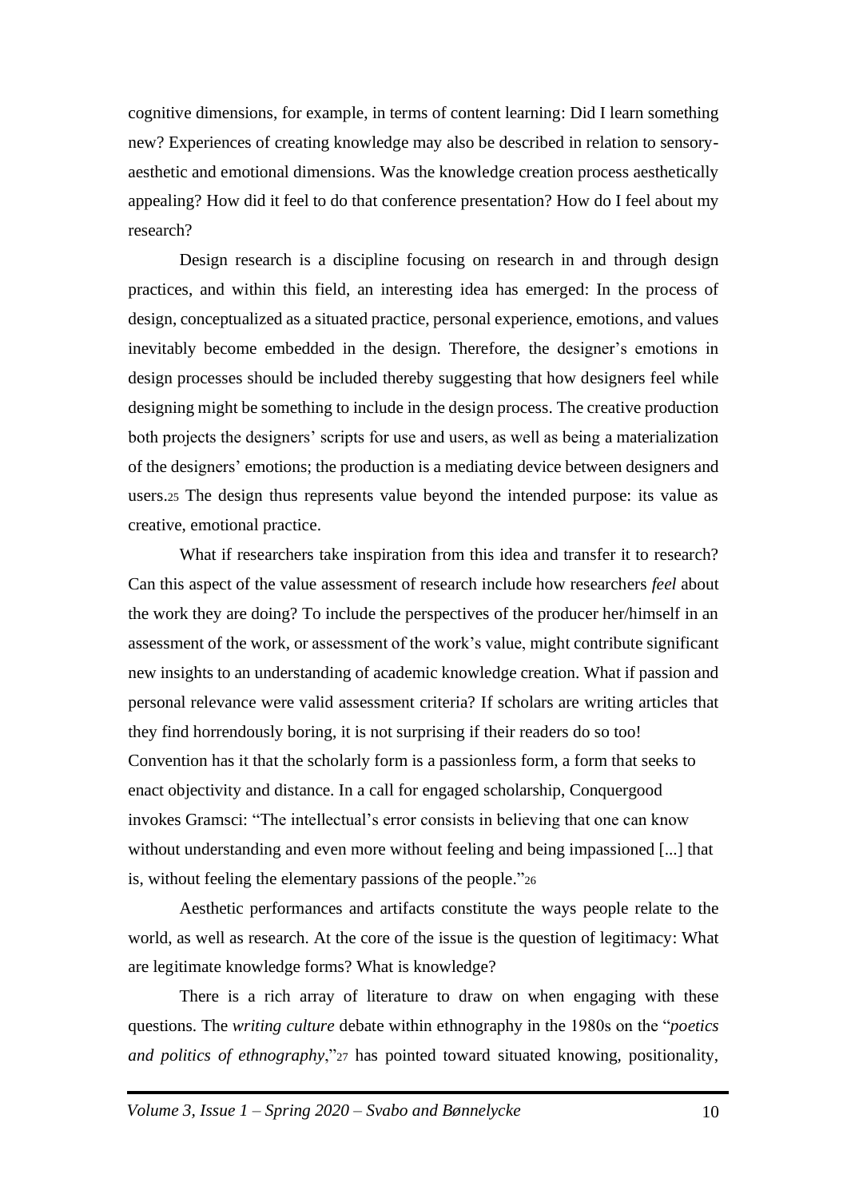cognitive dimensions, for example, in terms of content learning: Did I learn something new? Experiences of creating knowledge may also be described in relation to sensory-aesthetic and emotional dimensions. Was the knowledge creation process aesthetically appealing? How did it feel to do that conference presentation? How do I feel about my research?

Design research is a discipline focusing on research in and through design practices, and within this field, an interesting idea has emerged: In the process of design, conceptualized as a situated practice, personal experience, emotions, and values inevitably become embedded in the design. Therefore, the designer's emotions in design processes should be included thereby suggesting that how designers feel while designing might be something to include in the design process. The creative production both projects the designers' scripts for use and users, as well as being a materialization of the designers' emotions; the production is a mediating device between designers and users.[25] The design thus represents value beyond the intended purpose: its value as creative, emotional practice.

What if researchers take inspiration from this idea and transfer it to research? Can this aspect of the value assessment of research include how researchers *feel* about the work they are doing? To include the perspectives of the producer her/himself in an assessment of the work, or assessment of the work's value, might contribute significant new insights to an understanding of academic knowledge creation. What if passion and personal relevance were valid assessment criteria? If scholars are writing articles that they find horrendously boring, it is not surprising if their readers do so too! Convention has it that the scholarly form is a passionless form, a form that seeks to enact objectivity and distance. In a call for engaged scholarship, Conquergood invokes Gramsci: "The intellectual's error consists in believing that one can know without understanding and even more without feeling and being impassioned [...] that is, without feeling the elementary passions of the people."[26]

Aesthetic performances and artifacts constitute the ways people relate to the world, as well as research. At the core of the issue is the question of legitimacy: What are legitimate knowledge forms? What is knowledge?

There is a rich array of literature to draw on when engaging with these questions. The *writing culture* debate within ethnography in the 1980s on the "*poetics and politics of ethnography*,"[27] has pointed toward situated knowing, positionality,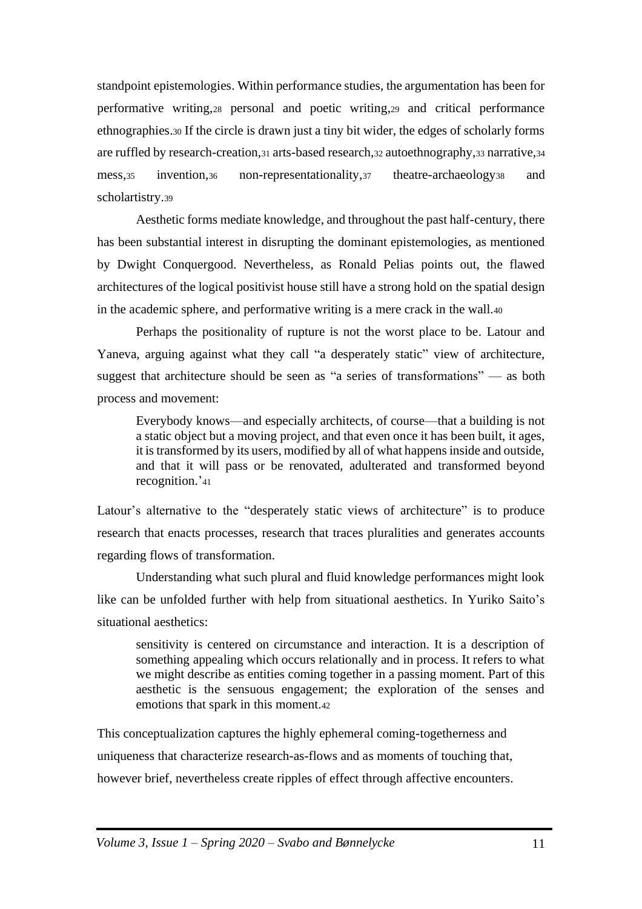standpoint epistemologies. Within performance studies, the argumentation has been for performative writing,[28] personal and poetic writing,[29] and critical performance ethnographies.[30] If the circle is drawn just a tiny bit wider, the edges of scholarly forms are ruffled by research-creation,[31] arts-based research,[32] autoethnography,[33] narrative,[34] mess,[35] invention,[36] non-representationality,[37] theatre-archaeology[38] and scholartistry.[39]

Aesthetic forms mediate knowledge, and throughout the past half-century, there has been substantial interest in disrupting the dominant epistemologies, as mentioned by Dwight Conquergood. Nevertheless, as Ronald Pelias points out, the flawed architectures of the logical positivist house still have a strong hold on the spatial design in the academic sphere, and performative writing is a mere crack in the wall.[40]

Perhaps the positionality of rupture is not the worst place to be. Latour and Yaneva, arguing against what they call "a desperately static" view of architecture, suggest that architecture should be seen as "a series of transformations" — as both process and movement:

> Everybody knows—and especially architects, of course—that a building is not a static object but a moving project, and that even once it has been built, it ages, it is transformed by its users, modified by all of what happens inside and outside, and that it will pass or be renovated, adulterated and transformed beyond recognition.'[41]

Latour's alternative to the "desperately static views of architecture" is to produce research that enacts processes, research that traces pluralities and generates accounts regarding flows of transformation.

Understanding what such plural and fluid knowledge performances might look like can be unfolded further with help from situational aesthetics. In Yuriko Saito's situational aesthetics:

> sensitivity is centered on circumstance and interaction. It is a description of something appealing which occurs relationally and in process. It refers to what we might describe as entities coming together in a passing moment. Part of this aesthetic is the sensuous engagement; the exploration of the senses and emotions that spark in this moment.[42]

This conceptualization captures the highly ephemeral coming-togetherness and uniqueness that characterize research-as-flows and as moments of touching that, however brief, nevertheless create ripples of effect through affective encounters.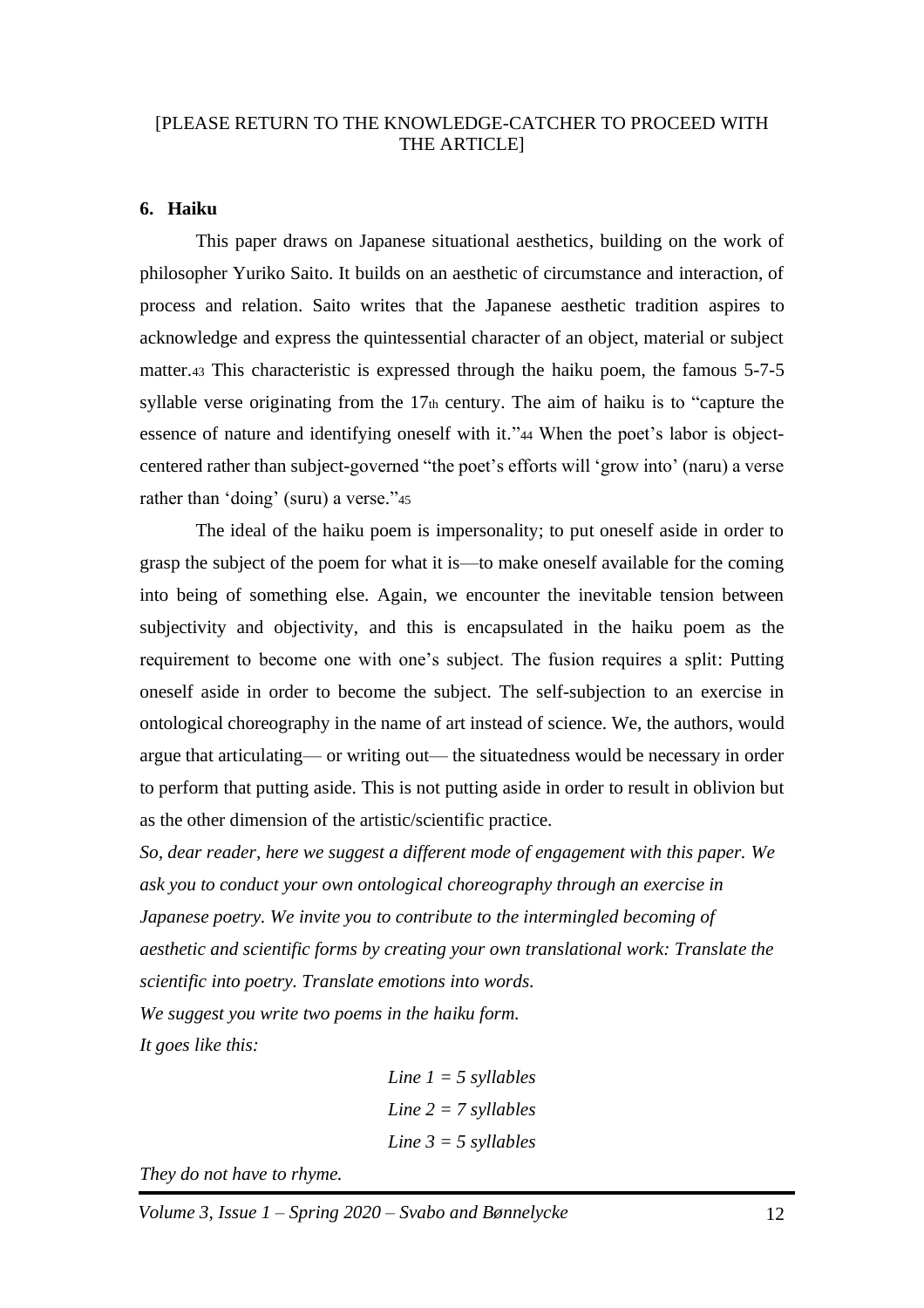[PLEASE RETURN TO THE KNOWLEDGE-CATCHER TO PROCEED WITH THE ARTICLE]

## 6. Haiku

This paper draws on Japanese situational aesthetics, building on the work of philosopher Yuriko Saito. It builds on an aesthetic of circumstance and interaction, of process and relation. Saito writes that the Japanese aesthetic tradition aspires to acknowledge and express the quintessential character of an object, material or subject matter.[43] This characteristic is expressed through the haiku poem, the famous 5-7-5 syllable verse originating from the 17th century. The aim of haiku is to "capture the essence of nature and identifying oneself with it."[44] When the poet's labor is object-centered rather than subject-governed "the poet's efforts will 'grow into' (naru) a verse rather than 'doing' (suru) a verse."[45]

The ideal of the haiku poem is impersonality; to put oneself aside in order to grasp the subject of the poem for what it is—to make oneself available for the coming into being of something else. Again, we encounter the inevitable tension between subjectivity and objectivity, and this is encapsulated in the haiku poem as the requirement to become one with one's subject. The fusion requires a split: Putting oneself aside in order to become the subject. The self-subjection to an exercise in ontological choreography in the name of art instead of science. We, the authors, would argue that articulating— or writing out— the situatedness would be necessary in order to perform that putting aside. This is not putting aside in order to result in oblivion but as the other dimension of the artistic/scientific practice.

*So, dear reader, here we suggest a different mode of engagement with this paper. We ask you to conduct your own ontological choreography through an exercise in Japanese poetry. We invite you to contribute to the intermingled becoming of aesthetic and scientific forms by creating your own translational work: Translate the scientific into poetry. Translate emotions into words.*

*We suggest you write two poems in the haiku form.*

*It goes like this:*

*Line 1 = 5 syllables*

*Line 2 = 7 syllables*

*Line 3 = 5 syllables*

*They do not have to rhyme.*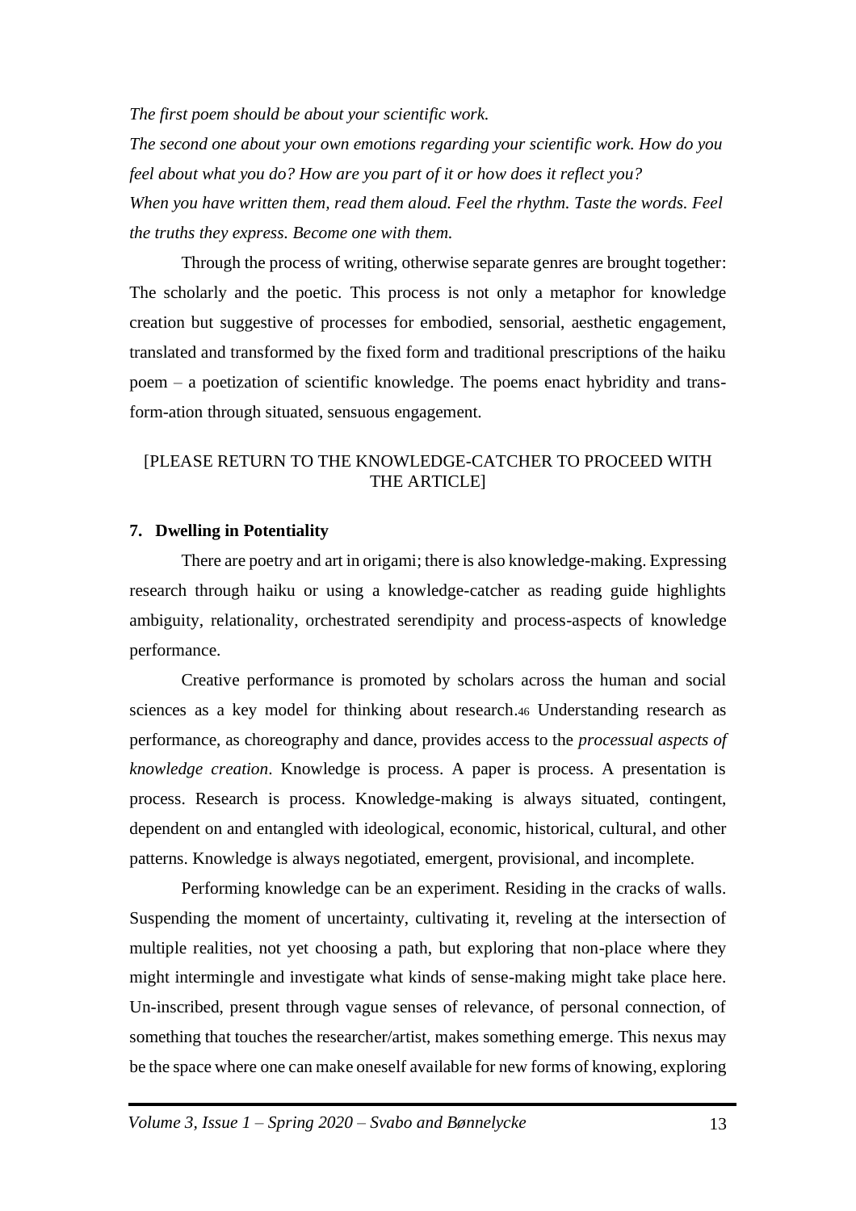*The first poem should be about your scientific work.*

*The second one about your own emotions regarding your scientific work. How do you feel about what you do? How are you part of it or how does it reflect you?*

*When you have written them, read them aloud. Feel the rhythm. Taste the words. Feel the truths they express. Become one with them.*

Through the process of writing, otherwise separate genres are brought together: The scholarly and the poetic. This process is not only a metaphor for knowledge creation but suggestive of processes for embodied, sensorial, aesthetic engagement, translated and transformed by the fixed form and traditional prescriptions of the haiku poem – a poetization of scientific knowledge. The poems enact hybridity and trans-form-ation through situated, sensuous engagement.

[PLEASE RETURN TO THE KNOWLEDGE-CATCHER TO PROCEED WITH THE ARTICLE]

## 7. Dwelling in Potentiality

There are poetry and art in origami; there is also knowledge-making. Expressing research through haiku or using a knowledge-catcher as reading guide highlights ambiguity, relationality, orchestrated serendipity and process-aspects of knowledge performance.

Creative performance is promoted by scholars across the human and social sciences as a key model for thinking about research.[46] Understanding research as performance, as choreography and dance, provides access to the *processual aspects of knowledge creation*. Knowledge is process. A paper is process. A presentation is process. Research is process. Knowledge-making is always situated, contingent, dependent on and entangled with ideological, economic, historical, cultural, and other patterns. Knowledge is always negotiated, emergent, provisional, and incomplete.

Performing knowledge can be an experiment. Residing in the cracks of walls. Suspending the moment of uncertainty, cultivating it, reveling at the intersection of multiple realities, not yet choosing a path, but exploring that non-place where they might intermingle and investigate what kinds of sense-making might take place here. Un-inscribed, present through vague senses of relevance, of personal connection, of something that touches the researcher/artist, makes something emerge. This nexus may be the space where one can make oneself available for new forms of knowing, exploring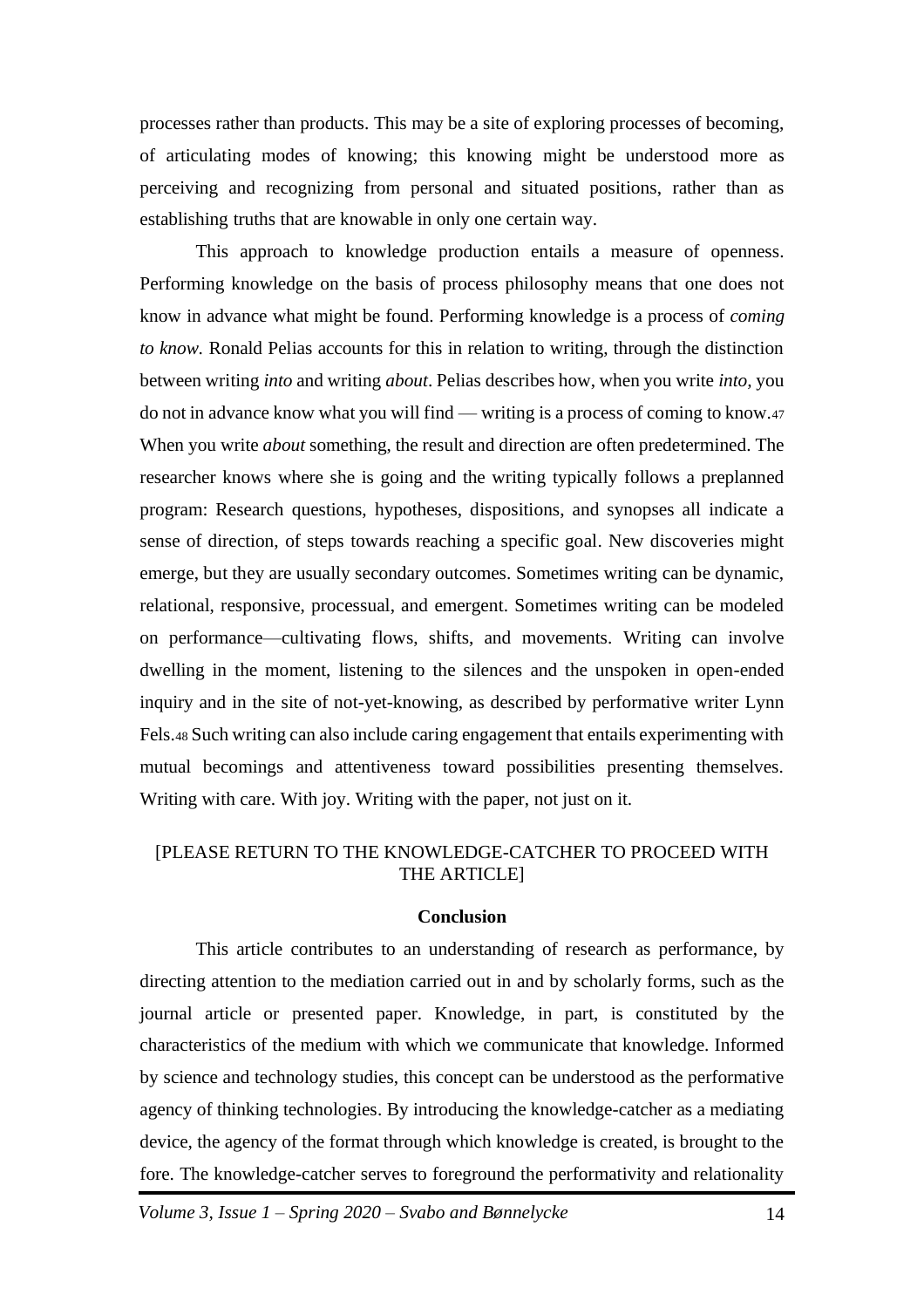processes rather than products. This may be a site of exploring processes of becoming, of articulating modes of knowing; this knowing might be understood more as perceiving and recognizing from personal and situated positions, rather than as establishing truths that are knowable in only one certain way.

This approach to knowledge production entails a measure of openness. Performing knowledge on the basis of process philosophy means that one does not know in advance what might be found. Performing knowledge is a process of *coming to know.* Ronald Pelias accounts for this in relation to writing, through the distinction between writing *into* and writing *about*. Pelias describes how, when you write *into,* you do not in advance know what you will find — writing is a process of coming to know.[47] When you write *about* something, the result and direction are often predetermined. The researcher knows where she is going and the writing typically follows a preplanned program: Research questions, hypotheses, dispositions, and synopses all indicate a sense of direction, of steps towards reaching a specific goal. New discoveries might emerge, but they are usually secondary outcomes. Sometimes writing can be dynamic, relational, responsive, processual, and emergent. Sometimes writing can be modeled on performance—cultivating flows, shifts, and movements. Writing can involve dwelling in the moment, listening to the silences and the unspoken in open-ended inquiry and in the site of not-yet-knowing, as described by performative writer Lynn Fels.[48] Such writing can also include caring engagement that entails experimenting with mutual becomings and attentiveness toward possibilities presenting themselves. Writing with care. With joy. Writing with the paper, not just on it.

[PLEASE RETURN TO THE KNOWLEDGE-CATCHER TO PROCEED WITH THE ARTICLE]

## Conclusion

This article contributes to an understanding of research as performance, by directing attention to the mediation carried out in and by scholarly forms, such as the journal article or presented paper. Knowledge, in part, is constituted by the characteristics of the medium with which we communicate that knowledge. Informed by science and technology studies, this concept can be understood as the performative agency of thinking technologies. By introducing the knowledge-catcher as a mediating device, the agency of the format through which knowledge is created, is brought to the fore. The knowledge-catcher serves to foreground the performativity and relationality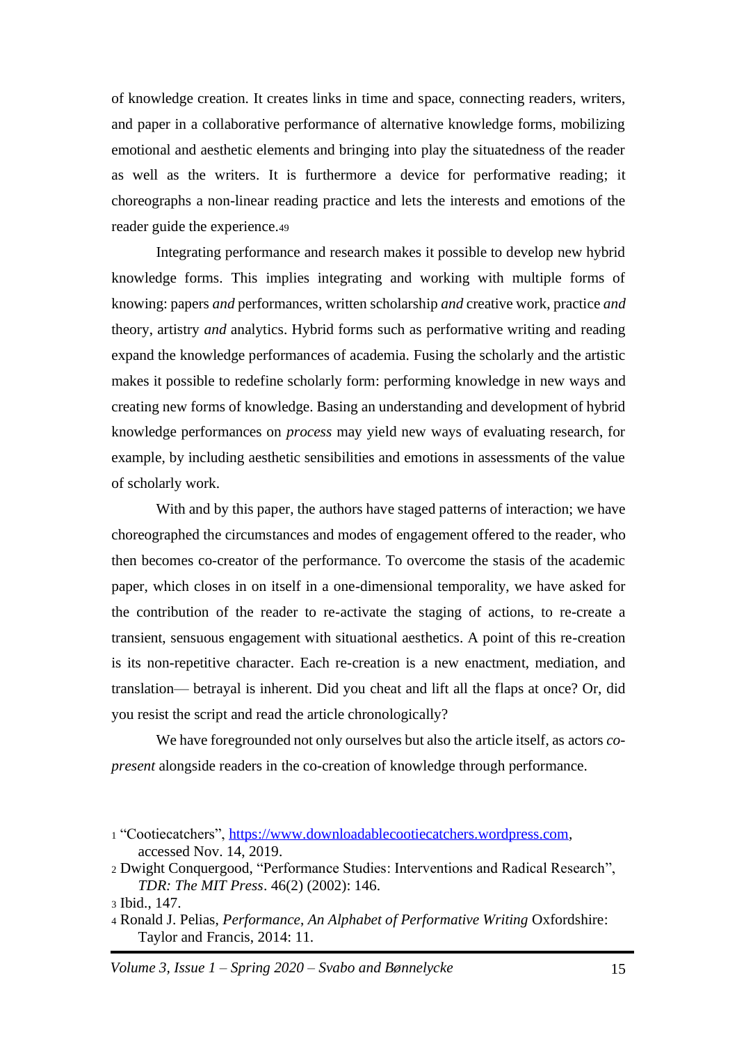of knowledge creation. It creates links in time and space, connecting readers, writers, and paper in a collaborative performance of alternative knowledge forms, mobilizing emotional and aesthetic elements and bringing into play the situatedness of the reader as well as the writers. It is furthermore a device for performative reading; it choreographs a non-linear reading practice and lets the interests and emotions of the reader guide the experience.[49]

Integrating performance and research makes it possible to develop new hybrid knowledge forms. This implies integrating and working with multiple forms of knowing: papers *and* performances, written scholarship *and* creative work, practice *and* theory, artistry *and* analytics. Hybrid forms such as performative writing and reading expand the knowledge performances of academia. Fusing the scholarly and the artistic makes it possible to redefine scholarly form: performing knowledge in new ways and creating new forms of knowledge. Basing an understanding and development of hybrid knowledge performances on *process* may yield new ways of evaluating research, for example, by including aesthetic sensibilities and emotions in assessments of the value of scholarly work.

With and by this paper, the authors have staged patterns of interaction; we have choreographed the circumstances and modes of engagement offered to the reader, who then becomes co-creator of the performance. To overcome the stasis of the academic paper, which closes in on itself in a one-dimensional temporality, we have asked for the contribution of the reader to re-activate the staging of actions, to re-create a transient, sensuous engagement with situational aesthetics. A point of this re-creation is its non-repetitive character. Each re-creation is a new enactment, mediation, and translation— betrayal is inherent. Did you cheat and lift all the flaps at once? Or, did you resist the script and read the article chronologically?

We have foregrounded not only ourselves but also the article itself, as actors *co-present* alongside readers in the co-creation of knowledge through performance.

---

1 "Cootiecatchers", https://www.downloadablecootiecatchers.wordpress.com, accessed Nov. 14, 2019.

2 Dwight Conquergood, "Performance Studies: Interventions and Radical Research", *TDR: The MIT Press*. 46(2) (2002): 146.

3 Ibid., 147.

4 Ronald J. Pelias, *Performance, An Alphabet of Performative Writing* Oxfordshire: Taylor and Francis, 2014: 11.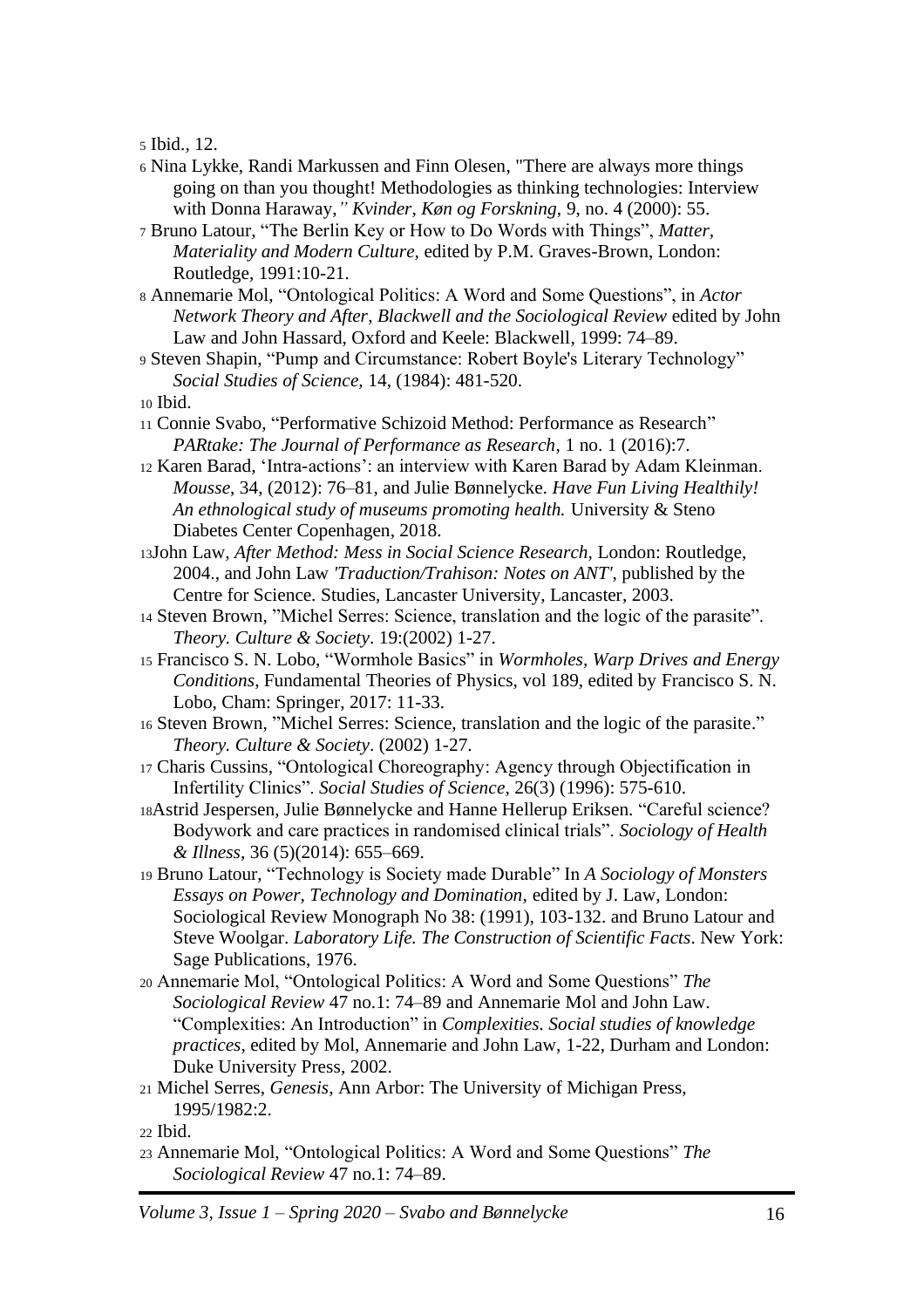5 Ibid., 12.

6 Nina Lykke, Randi Markussen and Finn Olesen, "There are always more things going on than you thought! Methodologies as thinking technologies: Interview with Donna Haraway,*" Kvinder, Køn og Forskning*, 9, no. 4 (2000): 55.

7 Bruno Latour, "The Berlin Key or How to Do Words with Things", *Matter, Materiality and Modern Culture,* edited by P.M. Graves-Brown, London: Routledge, 1991:10-21.

8 Annemarie Mol, "Ontological Politics: A Word and Some Questions", in *Actor Network Theory and After, Blackwell and the Sociological Review* edited by John Law and John Hassard, Oxford and Keele: Blackwell, 1999: 74–89.

9 Steven Shapin, "Pump and Circumstance: Robert Boyle's Literary Technology" *Social Studies of Science,* 14, (1984): 481-520.

10 Ibid.

11 Connie Svabo, "Performative Schizoid Method: Performance as Research" *PARtake: The Journal of Performance as Research*, 1 no. 1 (2016):7.

12 Karen Barad, 'Intra-actions': an interview with Karen Barad by Adam Kleinman. *Mousse*, 34, (2012): 76–81, and Julie Bønnelycke. *Have Fun Living Healthily! An ethnological study of museums promoting health.* University & Steno Diabetes Center Copenhagen, 2018.

13John Law, *After Method: Mess in Social Science Research,* London: Routledge, 2004., and John Law *'Traduction/Trahison: Notes on ANT'*, published by the Centre for Science. Studies, Lancaster University, Lancaster, 2003.

14 Steven Brown, "Michel Serres: Science, translation and the logic of the parasite". *Theory. Culture & Society*. 19:(2002) 1-27.

15 Francisco S. N. Lobo, "Wormhole Basics" in *Wormholes, Warp Drives and Energy Conditions*, Fundamental Theories of Physics, vol 189, edited by Francisco S. N. Lobo, Cham: Springer, 2017: 11-33.

16 Steven Brown, "Michel Serres: Science, translation and the logic of the parasite." *Theory. Culture & Society*. (2002) 1-27.

17 Charis Cussins, "Ontological Choreography: Agency through Objectification in Infertility Clinics". *Social Studies of Science*, 26(3) (1996): 575-610.

18Astrid Jespersen, Julie Bønnelycke and Hanne Hellerup Eriksen. "Careful science? Bodywork and care practices in randomised clinical trials". *Sociology of Health & Illness*, 36 (5)(2014): 655–669.

19 Bruno Latour, "Technology is Society made Durable" In *A Sociology of Monsters Essays on Power, Technology and Domination*, edited by J. Law, London: Sociological Review Monograph No 38: (1991), 103-132. and Bruno Latour and Steve Woolgar. *Laboratory Life. The Construction of Scientific Facts*. New York: Sage Publications, 1976.

20 Annemarie Mol, "Ontological Politics: A Word and Some Questions" *The Sociological Review* 47 no.1: 74–89 and Annemarie Mol and John Law. "Complexities: An Introduction" in *Complexities. Social studies of knowledge practices*, edited by Mol, Annemarie and John Law, 1-22, Durham and London: Duke University Press, 2002.

21 Michel Serres, *Genesis*, Ann Arbor: The University of Michigan Press, 1995/1982:2.

22 Ibid.

23 Annemarie Mol, "Ontological Politics: A Word and Some Questions" *The Sociological Review* 47 no.1: 74–89.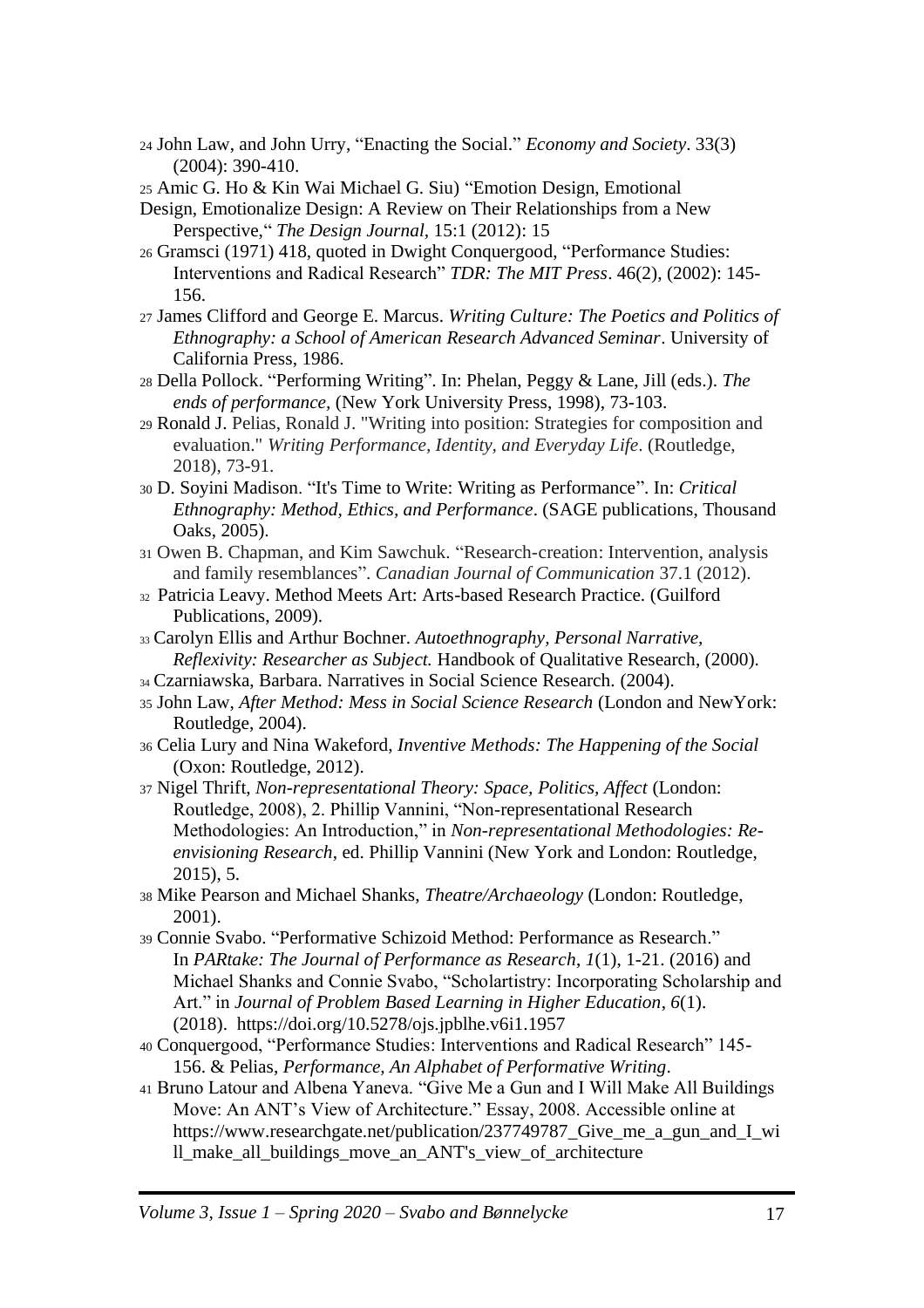24 John Law, and John Urry, “Enacting the Social.” *Economy and Society*. 33(3) (2004): 390-410.

25 Amic G. Ho & Kin Wai Michael G. Siu) “Emotion Design, Emotional Design, Emotionalize Design: A Review on Their Relationships from a New Perspective,“ *The Design Journal*, 15:1 (2012): 15

26 Gramsci (1971) 418, quoted in Dwight Conquergood, “Performance Studies: Interventions and Radical Research” *TDR: The MIT Press*. 46(2), (2002): 145-156.

27 James Clifford and George E. Marcus. *Writing Culture: The Poetics and Politics of Ethnography: a School of American Research Advanced Seminar*. University of California Press, 1986.

28 Della Pollock. “Performing Writing”. In: Phelan, Peggy & Lane, Jill (eds.). *The ends of performance*, (New York University Press, 1998), 73-103.

29 Ronald J. Pelias, Ronald J. "Writing into position: Strategies for composition and evaluation." *Writing Performance, Identity, and Everyday Life*. (Routledge, 2018), 73-91.

30 D. Soyini Madison. "It's Time to Write: Writing as Performance”. In: *Critical Ethnography: Method, Ethics, and Performance*. (SAGE publications, Thousand Oaks, 2005).

31 Owen B. Chapman, and Kim Sawchuk. “Research-creation: Intervention, analysis and family resemblances”. *Canadian Journal of Communication* 37.1 (2012).

32 Patricia Leavy. Method Meets Art: Arts-based Research Practice. (Guilford Publications, 2009).

33 Carolyn Ellis and Arthur Bochner. *Autoethnography, Personal Narrative, Reflexivity: Researcher as Subject.* Handbook of Qualitative Research, (2000).

34 Czarniawska, Barbara. Narratives in Social Science Research. (2004).

35 John Law, *After Method: Mess in Social Science Research* (London and NewYork: Routledge, 2004).

36 Celia Lury and Nina Wakeford, *Inventive Methods: The Happening of the Social* (Oxon: Routledge, 2012).

37 Nigel Thrift, *Non-representational Theory: Space, Politics, Affect* (London: Routledge, 2008), 2. Phillip Vannini, “Non-representational Research Methodologies: An Introduction,” in *Non-representational Methodologies: Re-envisioning Research*, ed. Phillip Vannini (New York and London: Routledge, 2015), 5.

38 Mike Pearson and Michael Shanks, *Theatre/Archaeology* (London: Routledge, 2001).

39 Connie Svabo. “Performative Schizoid Method: Performance as Research.” In *PARtake: The Journal of Performance as Research*, *1*(1), 1-21. (2016) and Michael Shanks and Connie Svabo, “Scholartistry: Incorporating Scholarship and Art.” in *Journal of Problem Based Learning in Higher Education*, *6*(1). (2018). https://doi.org/10.5278/ojs.jpblhe.v6i1.1957

40 Conquergood, “Performance Studies: Interventions and Radical Research” 145-156. & Pelias, *Performance, An Alphabet of Performative Writing*.

41 Bruno Latour and Albena Yaneva. “Give Me a Gun and I Will Make All Buildings Move: An ANT’s View of Architecture.” Essay, 2008. Accessible online at https://www.researchgate.net/publication/237749787_Give_me_a_gun_and_I_will_make_all_buildings_move_an_ANT's_view_of_architecture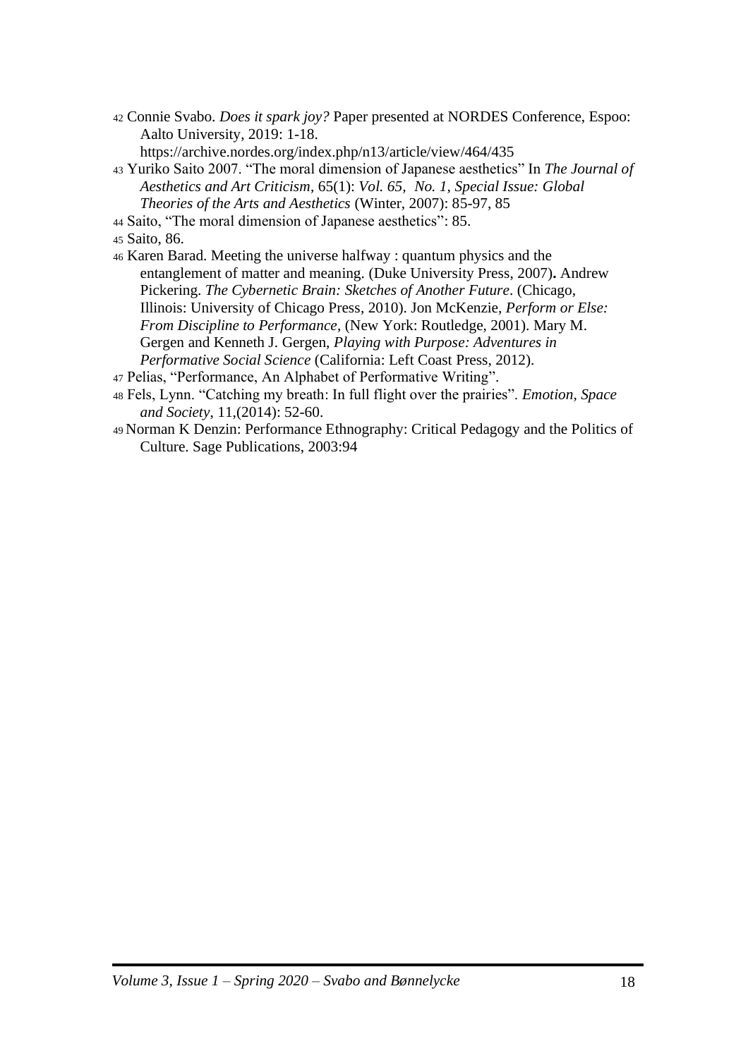42 Connie Svabo. *Does it spark joy?* Paper presented at NORDES Conference, Espoo: Aalto University, 2019: 1-18. https://archive.nordes.org/index.php/n13/article/view/464/435

43 Yuriko Saito 2007. "The moral dimension of Japanese aesthetics" In *The Journal of Aesthetics and Art Criticism*, 65(1): *Vol. 65, No. 1, Special Issue: Global Theories of the Arts and Aesthetics* (Winter, 2007): 85-97, 85

44 Saito, "The moral dimension of Japanese aesthetics": 85.

45 Saito, 86.

46 Karen Barad. Meeting the universe halfway : quantum physics and the entanglement of matter and meaning. (Duke University Press, 2007)**.** Andrew Pickering. *The Cybernetic Brain: Sketches of Another Future*. (Chicago, Illinois: University of Chicago Press, 2010). Jon McKenzie, *Perform or Else: From Discipline to Performance*, (New York: Routledge, 2001). Mary M. Gergen and Kenneth J. Gergen, *Playing with Purpose: Adventures in Performative Social Science* (California: Left Coast Press, 2012).

47 Pelias, "Performance, An Alphabet of Performative Writing".

48 Fels, Lynn. "Catching my breath: In full flight over the prairies". *Emotion, Space and Society*, 11,(2014): 52-60.

49 Norman K Denzin: Performance Ethnography: Critical Pedagogy and the Politics of Culture. Sage Publications, 2003:94